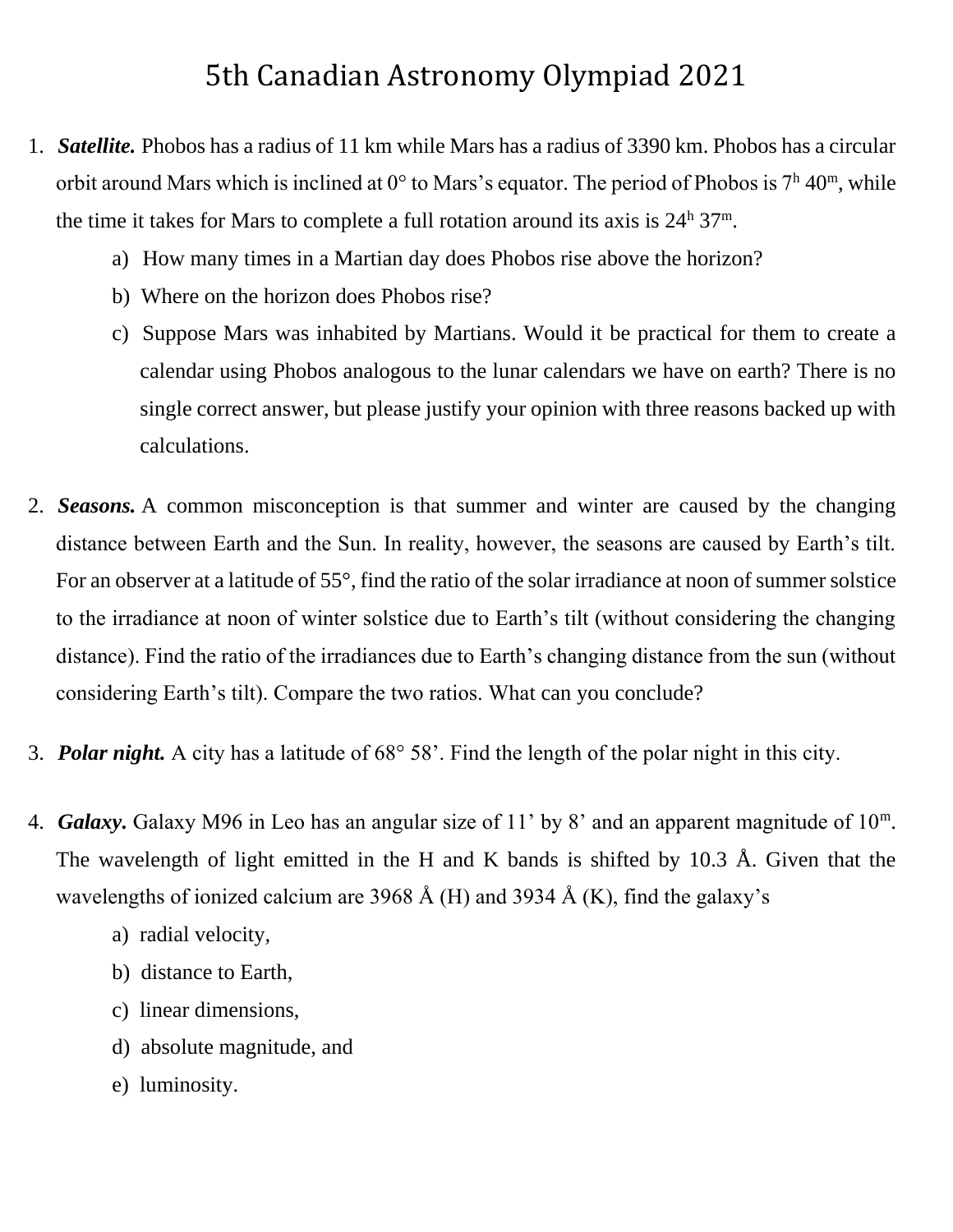# 5th Canadian Astronomy Olympiad 2021

1. ***Satellite.*** Phobos has a radius of 11 km while Mars has a radius of 3390 km. Phobos has a circular orbit around Mars which is inclined at 0° to Mars's equator. The period of Phobos is $7^{h}\ 40^{m}$, while the time it takes for Mars to complete a full rotation around its axis is $24^{h}\ 37^{m}$.
    a) How many times in a Martian day does Phobos rise above the horizon?
    b) Where on the horizon does Phobos rise?
    c) Suppose Mars was inhabited by Martians. Would it be practical for them to create a calendar using Phobos analogous to the lunar calendars we have on earth? There is no single correct answer, but please justify your opinion with three reasons backed up with calculations.

2. ***Seasons.*** A common misconception is that summer and winter are caused by the changing distance between Earth and the Sun. In reality, however, the seasons are caused by Earth's tilt. For an observer at a latitude of 55°, find the ratio of the solar irradiance at noon of summer solstice to the irradiance at noon of winter solstice due to Earth's tilt (without considering the changing distance). Find the ratio of the irradiances due to Earth's changing distance from the sun (without considering Earth's tilt). Compare the two ratios. What can you conclude?

3. ***Polar night.*** A city has a latitude of 68° 58'. Find the length of the polar night in this city.

4. ***Galaxy.*** Galaxy M96 in Leo has an angular size of 11' by 8' and an apparent magnitude of $10^{m}$. The wavelength of light emitted in the H and K bands is shifted by 10.3 Å. Given that the wavelengths of ionized calcium are 3968 Å (H) and 3934 Å (K), find the galaxy's
    a) radial velocity,
    b) distance to Earth,
    c) linear dimensions,
    d) absolute magnitude, and
    e) luminosity.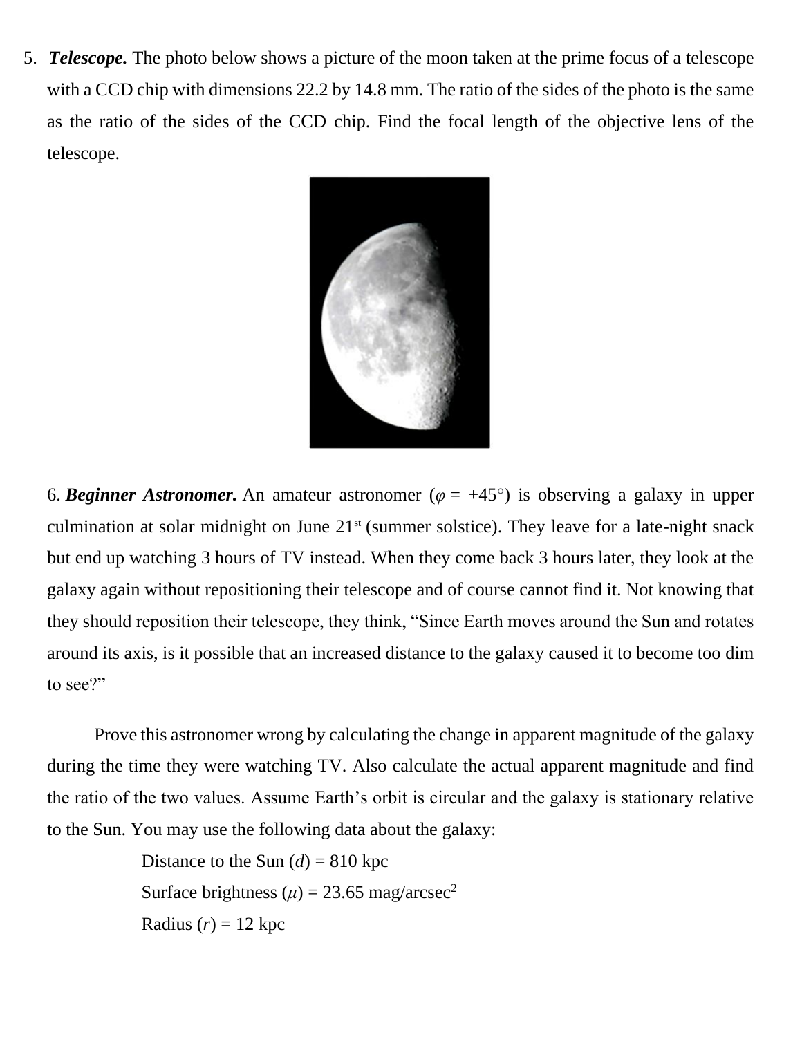5. ***Telescope.*** The photo below shows a picture of the moon taken at the prime focus of a telescope with a CCD chip with dimensions 22.2 by 14.8 mm. The ratio of the sides of the photo is the same as the ratio of the sides of the CCD chip. Find the focal length of the objective lens of the telescope.

6. ***Beginner Astronomer.*** An amateur astronomer ($\varphi = +45°$) is observing a galaxy in upper culmination at solar midnight on June 21st (summer solstice). They leave for a late-night snack but end up watching 3 hours of TV instead. When they come back 3 hours later, they look at the galaxy again without repositioning their telescope and of course cannot find it. Not knowing that they should reposition their telescope, they think, "Since Earth moves around the Sun and rotates around its axis, is it possible that an increased distance to the galaxy caused it to become too dim to see?"

Prove this astronomer wrong by calculating the change in apparent magnitude of the galaxy during the time they were watching TV. Also calculate the actual apparent magnitude and find the ratio of the two values. Assume Earth's orbit is circular and the galaxy is stationary relative to the Sun. You may use the following data about the galaxy:

Distance to the Sun ($d$) = 810 kpc

Surface brightness ($\mu$) = 23.65 mag/arcsec$^2$

Radius ($r$) = 12 kpc